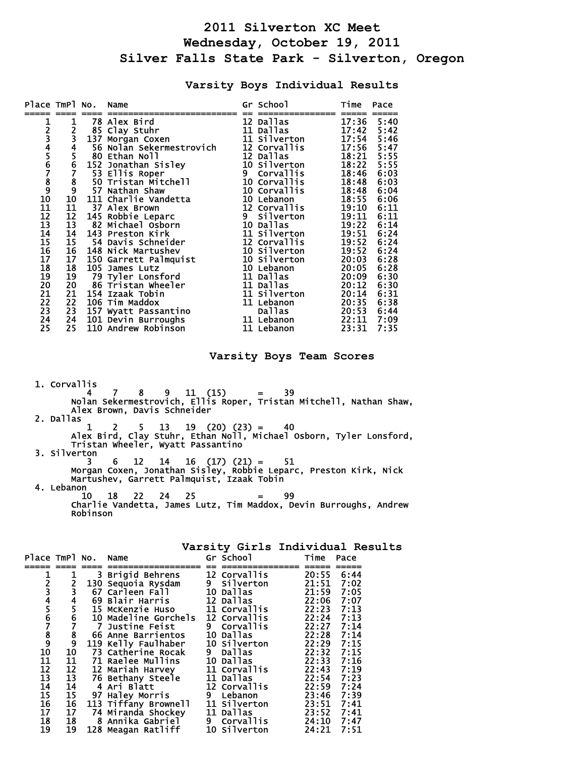# 2011 Silverton XC Meet
# Wednesday, October 19, 2011
# Silver Falls State Park - Silverton, Oregon

## Varsity Boys Individual Results

| Place | TmPl | No. | Name | Gr | School | Time | Pace |
|---|---|---|---|---|---|---|---|
| 1 | 1 | 78 | Alex Bird | 12 | Dallas | 17:36 | 5:40 |
| 2 | 2 | 85 | Clay Stuhr | 11 | Dallas | 17:42 | 5:42 |
| 3 | 3 | 137 | Morgan Coxen | 11 | Silverton | 17:54 | 5:46 |
| 4 | 4 | 56 | Nolan Sekermestrovich | 12 | Corvallis | 17:56 | 5:47 |
| 5 | 5 | 80 | Ethan Noll | 12 | Dallas | 18:21 | 5:55 |
| 6 | 6 | 152 | Jonathan Sisley | 10 | Silverton | 18:22 | 5:55 |
| 7 | 7 | 53 | Ellis Roper | 9 | Corvallis | 18:46 | 6:03 |
| 8 | 8 | 50 | Tristan Mitchell | 10 | Corvallis | 18:48 | 6:03 |
| 9 | 9 | 57 | Nathan Shaw | 10 | Corvallis | 18:48 | 6:04 |
| 10 | 10 | 111 | Charlie Vandetta | 10 | Lebanon | 18:55 | 6:06 |
| 11 | 11 | 37 | Alex Brown | 12 | Corvallis | 19:10 | 6:11 |
| 12 | 12 | 145 | Robbie Leparc | 9 | Silverton | 19:11 | 6:11 |
| 13 | 13 | 82 | Michael Osborn | 10 | Dallas | 19:22 | 6:14 |
| 14 | 14 | 143 | Preston Kirk | 11 | Silverton | 19:51 | 6:24 |
| 15 | 15 | 54 | Davis Schneider | 12 | Corvallis | 19:52 | 6:24 |
| 16 | 16 | 148 | Nick Martushev | 10 | Silverton | 19:52 | 6:24 |
| 17 | 17 | 150 | Garrett Palmquist | 10 | Silverton | 20:03 | 6:28 |
| 18 | 18 | 105 | James Lutz | 10 | Lebanon | 20:05 | 6:28 |
| 19 | 19 | 79 | Tyler Lonsford | 11 | Dallas | 20:09 | 6:30 |
| 20 | 20 | 86 | Tristan Wheeler | 11 | Dallas | 20:12 | 6:30 |
| 21 | 21 | 154 | Izaak Tobin | 11 | Silverton | 20:14 | 6:31 |
| 22 | 22 | 106 | Tim Maddox | 11 | Lebanon | 20:35 | 6:38 |
| 23 | 23 | 157 | Wyatt Passantino | | Dallas | 20:53 | 6:44 |
| 24 | 24 | 101 | Devin Burroughs | 11 | Lebanon | 22:11 | 7:09 |
| 25 | 25 | 110 | Andrew Robinson | 11 | Lebanon | 23:31 | 7:35 |

## Varsity Boys Team Scores

1. Corvallis
   4 7 8 9 11 (15) = 39
   Nolan Sekermestrovich, Ellis Roper, Tristan Mitchell, Nathan Shaw, Alex Brown, Davis Schneider
2. Dallas
   1 2 5 13 19 (20) (23) = 40
   Alex Bird, Clay Stuhr, Ethan Noll, Michael Osborn, Tyler Lonsford, Tristan Wheeler, Wyatt Passantino
3. Silverton
   3 6 12 14 16 (17) (21) = 51
   Morgan Coxen, Jonathan Sisley, Robbie Leparc, Preston Kirk, Nick Martushev, Garrett Palmquist, Izaak Tobin
4. Lebanon
   10 18 22 24 25 = 99
   Charlie Vandetta, James Lutz, Tim Maddox, Devin Burroughs, Andrew Robinson

## Varsity Girls Individual Results

| Place | TmPl | No. | Name | Gr | School | Time | Pace |
|---|---|---|---|---|---|---|---|
| 1 | 1 | 3 | Brigid Behrens | 12 | Corvallis | 20:55 | 6:44 |
| 2 | 2 | 130 | Sequoia Rysdam | 9 | Silverton | 21:51 | 7:02 |
| 3 | 3 | 67 | Carleen Fall | 10 | Dallas | 21:59 | 7:05 |
| 4 | 4 | 69 | Blair Harris | 12 | Dallas | 22:06 | 7:07 |
| 5 | 5 | 15 | McKenzie Huso | 11 | Corvallis | 22:23 | 7:13 |
| 6 | 6 | 10 | Madeline Gorchels | 12 | Corvallis | 22:24 | 7:13 |
| 7 | 7 | 7 | Justine Feist | 9 | Corvallis | 22:27 | 7:14 |
| 8 | 8 | 66 | Anne Barrientos | 10 | Dallas | 22:28 | 7:14 |
| 9 | 9 | 119 | Kelly Faulhaber | 10 | Silverton | 22:29 | 7:15 |
| 10 | 10 | 73 | Catherine Rocak | 9 | Dallas | 22:32 | 7:15 |
| 11 | 11 | 71 | Raelee Mullins | 10 | Dallas | 22:33 | 7:16 |
| 12 | 12 | 12 | Mariah Harvey | 11 | Corvallis | 22:43 | 7:19 |
| 13 | 13 | 76 | Bethany Steele | 11 | Dallas | 22:54 | 7:23 |
| 14 | 14 | 4 | Ari Blatt | 12 | Corvallis | 22:59 | 7:24 |
| 15 | 15 | 97 | Haley Morris | 9 | Lebanon | 23:46 | 7:39 |
| 16 | 16 | 113 | Tiffany Brownell | 11 | Silverton | 23:51 | 7:41 |
| 17 | 17 | 74 | Miranda Shockey | 11 | Dallas | 23:52 | 7:41 |
| 18 | 18 | 8 | Annika Gabriel | 9 | Corvallis | 24:10 | 7:47 |
| 19 | 19 | 128 | Meagan Ratliff | 10 | Silverton | 24:21 | 7:51 |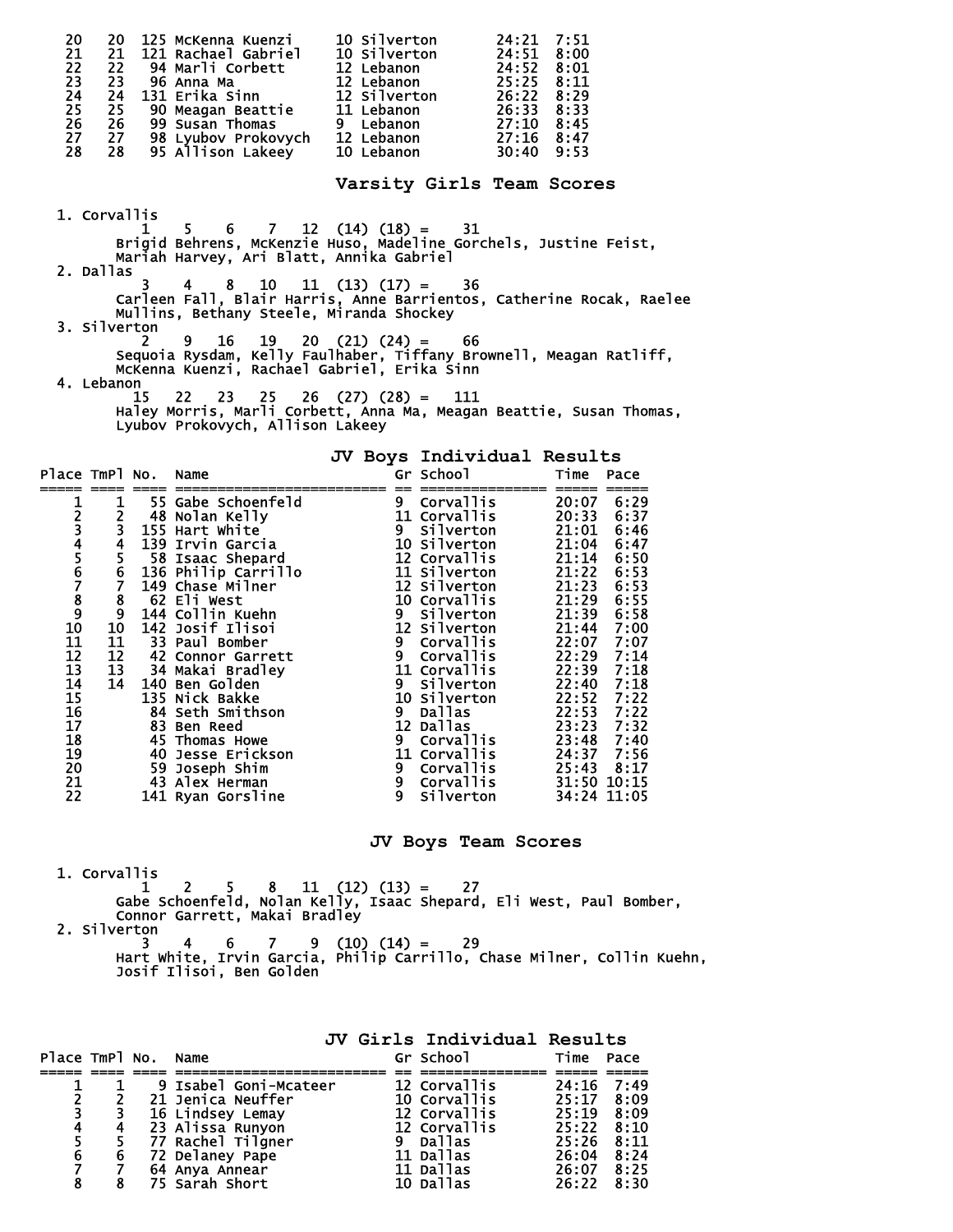| Place | TmPl | No. | Name | Gr | School | Time | Pace |
|---|---|---|---|---|---|---|---|
| 20 | 20 | 125 | McKenna Kuenzi | 10 | Silverton | 24:21 | 7:51 |
| 21 | 21 | 121 | Rachael Gabriel | 10 | Silverton | 24:51 | 8:00 |
| 22 | 22 | 94 | Marli Corbett | 12 | Lebanon | 24:52 | 8:01 |
| 23 | 23 | 96 | Anna Ma | 12 | Lebanon | 25:25 | 8:11 |
| 24 | 24 | 131 | Erika Sinn | 12 | Silverton | 26:22 | 8:29 |
| 25 | 25 | 90 | Meagan Beattie | 11 | Lebanon | 26:33 | 8:33 |
| 26 | 26 | 99 | Susan Thomas | 9 | Lebanon | 27:10 | 8:45 |
| 27 | 27 | 98 | Lyubov Prokovych | 12 | Lebanon | 27:16 | 8:47 |
| 28 | 28 | 95 | Allison Lakeey | 10 | Lebanon | 30:40 | 9:53 |

## Varsity Girls Team Scores

1. Corvallis
   1 5 6 7 12 (14) (18) = 31
   Brigid Behrens, McKenzie Huso, Madeline Gorchels, Justine Feist, Mariah Harvey, Ari Blatt, Annika Gabriel
2. Dallas
   3 4 8 10 11 (13) (17) = 36
   Carleen Fall, Blair Harris, Anne Barrientos, Catherine Rocak, Raelee Mullins, Bethany Steele, Miranda Shockey
3. Silverton
   2 9 16 19 20 (21) (24) = 66
   Sequoia Rysdam, Kelly Faulhaber, Tiffany Brownell, Meagan Ratliff, McKenna Kuenzi, Rachael Gabriel, Erika Sinn
4. Lebanon
   15 22 23 25 26 (27) (28) = 111
   Haley Morris, Marli Corbett, Anna Ma, Meagan Beattie, Susan Thomas, Lyubov Prokovych, Allison Lakeey

## JV Boys Individual Results

| Place | TmPl | No. | Name | Gr | School | Time | Pace |
|---|---|---|---|---|---|---|---|
| 1 | 1 | 55 | Gabe Schoenfeld | 9 | Corvallis | 20:07 | 6:29 |
| 2 | 2 | 48 | Nolan Kelly | 11 | Corvallis | 20:33 | 6:37 |
| 3 | 3 | 155 | Hart White | 9 | Silverton | 21:01 | 6:46 |
| 4 | 4 | 139 | Irvin Garcia | 10 | Silverton | 21:04 | 6:47 |
| 5 | 5 | 58 | Isaac Shepard | 12 | Corvallis | 21:14 | 6:50 |
| 6 | 6 | 136 | Philip Carrillo | 11 | Silverton | 21:22 | 6:53 |
| 7 | 7 | 149 | Chase Milner | 12 | Silverton | 21:23 | 6:53 |
| 8 | 8 | 62 | Eli West | 10 | Corvallis | 21:29 | 6:55 |
| 9 | 9 | 144 | Collin Kuehn | 9 | Silverton | 21:39 | 6:58 |
| 10 | 10 | 142 | Josif Ilisoi | 12 | Silverton | 21:44 | 7:00 |
| 11 | 11 | 33 | Paul Bomber | 9 | Corvallis | 22:07 | 7:07 |
| 12 | 12 | 42 | Connor Garrett | 9 | Corvallis | 22:29 | 7:14 |
| 13 | 13 | 34 | Makai Bradley | 11 | Corvallis | 22:39 | 7:18 |
| 14 | 14 | 140 | Ben Golden | 9 | Silverton | 22:40 | 7:18 |
| 15 | | 135 | Nick Bakke | 10 | Silverton | 22:52 | 7:22 |
| 16 | | 84 | Seth Smithson | 9 | Dallas | 22:53 | 7:22 |
| 17 | | 83 | Ben Reed | 12 | Dallas | 23:23 | 7:32 |
| 18 | | 45 | Thomas Howe | 9 | Corvallis | 23:48 | 7:40 |
| 19 | | 40 | Jesse Erickson | 11 | Corvallis | 24:37 | 7:56 |
| 20 | | 59 | Joseph Shim | 9 | Corvallis | 25:43 | 8:17 |
| 21 | | 43 | Alex Herman | 9 | Corvallis | 31:50 | 10:15 |
| 22 | | 141 | Ryan Gorsline | 9 | Silverton | 34:24 | 11:05 |

## JV Boys Team Scores

1. Corvallis
   1 2 5 8 11 (12) (13) = 27
   Gabe Schoenfeld, Nolan Kelly, Isaac Shepard, Eli West, Paul Bomber, Connor Garrett, Makai Bradley
2. Silverton
   3 4 6 7 9 (10) (14) = 29
   Hart White, Irvin Garcia, Philip Carrillo, Chase Milner, Collin Kuehn, Josif Ilisoi, Ben Golden

## JV Girls Individual Results

| Place | TmPl | No. | Name | Gr | School | Time | Pace |
|---|---|---|---|---|---|---|---|
| 1 | 1 | 9 | Isabel Goni-Mcateer | 12 | Corvallis | 24:16 | 7:49 |
| 2 | 2 | 21 | Jenica Neuffer | 10 | Corvallis | 25:17 | 8:09 |
| 3 | 3 | 16 | Lindsey Lemay | 12 | Corvallis | 25:19 | 8:09 |
| 4 | 4 | 23 | Alissa Runyon | 12 | Corvallis | 25:22 | 8:10 |
| 5 | 5 | 77 | Rachel Tilgner | 9 | Dallas | 25:26 | 8:11 |
| 6 | 6 | 72 | Delaney Pape | 11 | Dallas | 26:04 | 8:24 |
| 7 | 7 | 64 | Anya Annear | 11 | Dallas | 26:07 | 8:25 |
| 8 | 8 | 75 | Sarah Short | 10 | Dallas | 26:22 | 8:30 |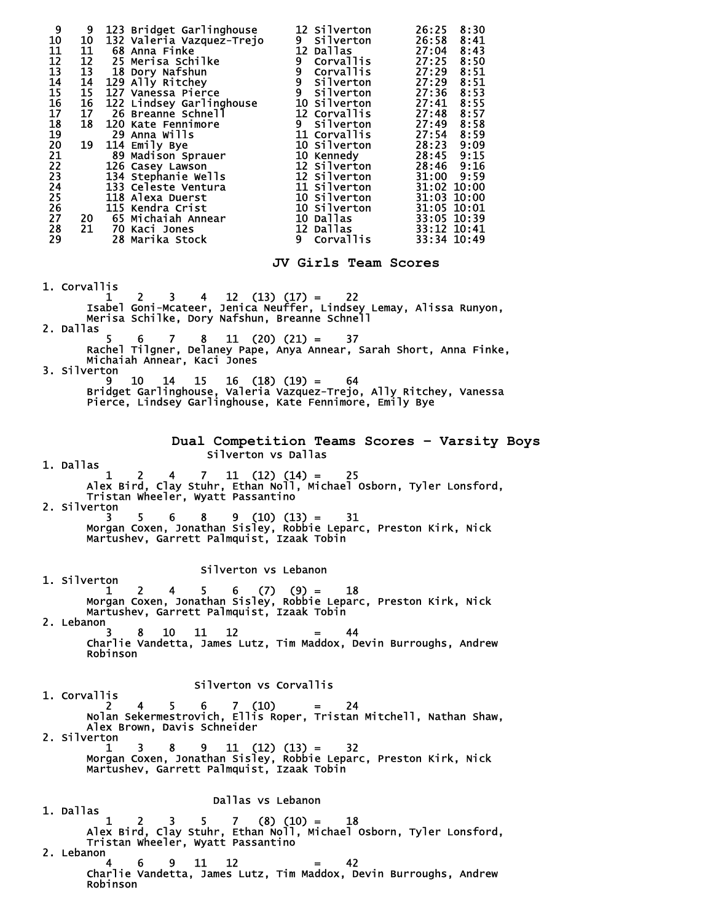| Place | Team Place | Bib | Name | Grade | Team | Time | Pace |
|---|---|---|---|---|---|---|---|
| 9 | 9 | 123 | Bridget Garlinghouse | 12 | Silverton | 26:25 | 8:30 |
| 10 | 10 | 132 | Valeria Vazquez-Trejo | 9 | Silverton | 26:58 | 8:41 |
| 11 | 11 | 68 | Anna Finke | 12 | Dallas | 27:04 | 8:43 |
| 12 | 12 | 25 | Merisa Schilke | 9 | Corvallis | 27:25 | 8:50 |
| 13 | 13 | 18 | Dory Nafshun | 9 | Corvallis | 27:29 | 8:51 |
| 14 | 14 | 129 | Ally Ritchey | 9 | Silverton | 27:29 | 8:51 |
| 15 | 15 | 127 | Vanessa Pierce | 9 | Silverton | 27:36 | 8:53 |
| 16 | 16 | 122 | Lindsey Garlinghouse | 10 | Silverton | 27:41 | 8:55 |
| 17 | 17 | 26 | Breanne Schnell | 12 | Corvallis | 27:48 | 8:57 |
| 18 | 18 | 120 | Kate Fennimore | 9 | Silverton | 27:49 | 8:58 |
| 19 | | 29 | Anna Wills | 11 | Corvallis | 27:54 | 8:59 |
| 20 | 19 | 114 | Emily Bye | 10 | Silverton | 28:23 | 9:09 |
| 21 | | 89 | Madison Sprauer | 10 | Kennedy | 28:45 | 9:15 |
| 22 | | 126 | Casey Lawson | 12 | Silverton | 28:46 | 9:16 |
| 23 | | 134 | Stephanie Wells | 12 | Silverton | 31:00 | 9:59 |
| 24 | | 133 | Celeste Ventura | 11 | Silverton | 31:02 | 10:00 |
| 25 | | 118 | Alexa Duerst | 10 | Silverton | 31:03 | 10:00 |
| 26 | | 115 | Kendra Crist | 10 | Silverton | 31:05 | 10:01 |
| 27 | 20 | 65 | Michaiah Annear | 10 | Dallas | 33:05 | 10:39 |
| 28 | 21 | 70 | Kaci Jones | 12 | Dallas | 33:12 | 10:41 |
| 29 | | 28 | Marika Stock | 9 | Corvallis | 33:34 | 10:49 |

## JV Girls Team Scores

1. Corvallis
   1 2 3 4 12 (13) (17) = 22
   Isabel Goni-Mcateer, Jenica Neuffer, Lindsey Lemay, Alissa Runyon, Merisa Schilke, Dory Nafshun, Breanne Schnell
2. Dallas
   5 6 7 8 11 (20) (21) = 37
   Rachel Tilgner, Delaney Pape, Anya Annear, Sarah Short, Anna Finke, Michaiah Annear, Kaci Jones
3. Silverton
   9 10 14 15 16 (18) (19) = 64
   Bridget Garlinghouse, Valeria Vazquez-Trejo, Ally Ritchey, Vanessa Pierce, Lindsey Garlinghouse, Kate Fennimore, Emily Bye

## Dual Competition Teams Scores - Varsity Boys

### Silverton vs Dallas

1. Dallas
   1 2 4 7 11 (12) (14) = 25
   Alex Bird, Clay Stuhr, Ethan Noll, Michael Osborn, Tyler Lonsford, Tristan Wheeler, Wyatt Passantino
2. Silverton
   3 5 6 8 9 (10) (13) = 31
   Morgan Coxen, Jonathan Sisley, Robbie Leparc, Preston Kirk, Nick Martushev, Garrett Palmquist, Izaak Tobin

### Silverton vs Lebanon

1. Silverton
   1 2 4 5 6 (7) (9) = 18
   Morgan Coxen, Jonathan Sisley, Robbie Leparc, Preston Kirk, Nick Martushev, Garrett Palmquist, Izaak Tobin
2. Lebanon
   3 8 10 11 12 = 44
   Charlie Vandetta, James Lutz, Tim Maddox, Devin Burroughs, Andrew Robinson

### Silverton vs Corvallis

1. Corvallis
   2 4 5 6 7 (10) = 24
   Nolan Sekermestrovich, Ellis Roper, Tristan Mitchell, Nathan Shaw, Alex Brown, Davis Schneider
2. Silverton
   1 3 8 9 11 (12) (13) = 32
   Morgan Coxen, Jonathan Sisley, Robbie Leparc, Preston Kirk, Nick Martushev, Garrett Palmquist, Izaak Tobin

### Dallas vs Lebanon

1. Dallas
   1 2 3 5 7 (8) (10) = 18
   Alex Bird, Clay Stuhr, Ethan Noll, Michael Osborn, Tyler Lonsford, Tristan Wheeler, Wyatt Passantino
2. Lebanon
   4 6 9 11 12 = 42
   Charlie Vandetta, James Lutz, Tim Maddox, Devin Burroughs, Andrew Robinson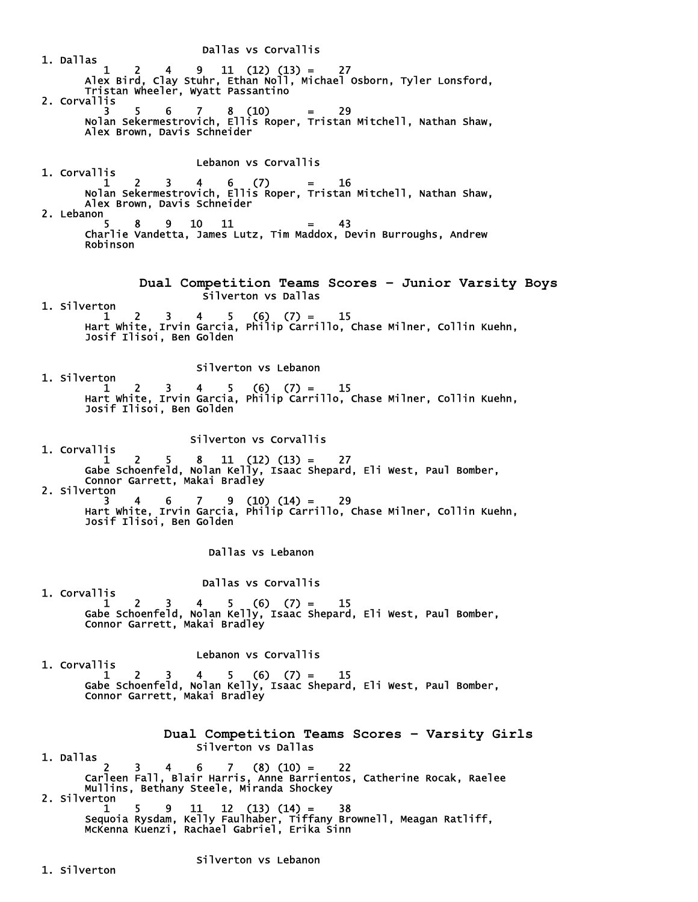Dallas vs Corvallis

1. Dallas
   1 2 4 9 11 (12) (13) = 27
   Alex Bird, Clay Stuhr, Ethan Noll, Michael Osborn, Tyler Lonsford, Tristan Wheeler, Wyatt Passantino
2. Corvallis
   3 5 6 7 8 (10) = 29
   Nolan Sekermestrovich, Ellis Roper, Tristan Mitchell, Nathan Shaw, Alex Brown, Davis Schneider

Lebanon vs Corvallis

1. Corvallis
   1 2 3 4 6 (7) = 16
   Nolan Sekermestrovich, Ellis Roper, Tristan Mitchell, Nathan Shaw, Alex Brown, Davis Schneider
2. Lebanon
   5 8 9 10 11 = 43
   Charlie Vandetta, James Lutz, Tim Maddox, Devin Burroughs, Andrew Robinson

## Dual Competition Teams Scores - Junior Varsity Boys

Silverton vs Dallas

1. Silverton
   1 2 3 4 5 (6) (7) = 15
   Hart White, Irvin Garcia, Philip Carrillo, Chase Milner, Collin Kuehn, Josif Ilisoi, Ben Golden

Silverton vs Lebanon

1. Silverton
   1 2 3 4 5 (6) (7) = 15
   Hart White, Irvin Garcia, Philip Carrillo, Chase Milner, Collin Kuehn, Josif Ilisoi, Ben Golden

Silverton vs Corvallis

1. Corvallis
   1 2 5 8 11 (12) (13) = 27
   Gabe Schoenfeld, Nolan Kelly, Isaac Shepard, Eli West, Paul Bomber, Connor Garrett, Makai Bradley
2. Silverton
   3 4 6 7 9 (10) (14) = 29
   Hart White, Irvin Garcia, Philip Carrillo, Chase Milner, Collin Kuehn, Josif Ilisoi, Ben Golden

Dallas vs Lebanon

Dallas vs Corvallis

1. Corvallis
   1 2 3 4 5 (6) (7) = 15
   Gabe Schoenfeld, Nolan Kelly, Isaac Shepard, Eli West, Paul Bomber, Connor Garrett, Makai Bradley

Lebanon vs Corvallis

1. Corvallis
   1 2 3 4 5 (6) (7) = 15
   Gabe Schoenfeld, Nolan Kelly, Isaac Shepard, Eli West, Paul Bomber, Connor Garrett, Makai Bradley

## Dual Competition Teams Scores - Varsity Girls

Silverton vs Dallas

1. Dallas
   2 3 4 6 7 (8) (10) = 22
   Carleen Fall, Blair Harris, Anne Barrientos, Catherine Rocak, Raelee Mullins, Bethany Steele, Miranda Shockey
2. Silverton
   1 5 9 11 12 (13) (14) = 38
   Sequoia Rysdam, Kelly Faulhaber, Tiffany Brownell, Meagan Ratliff, McKenna Kuenzi, Rachael Gabriel, Erika Sinn

Silverton vs Lebanon

1. Silverton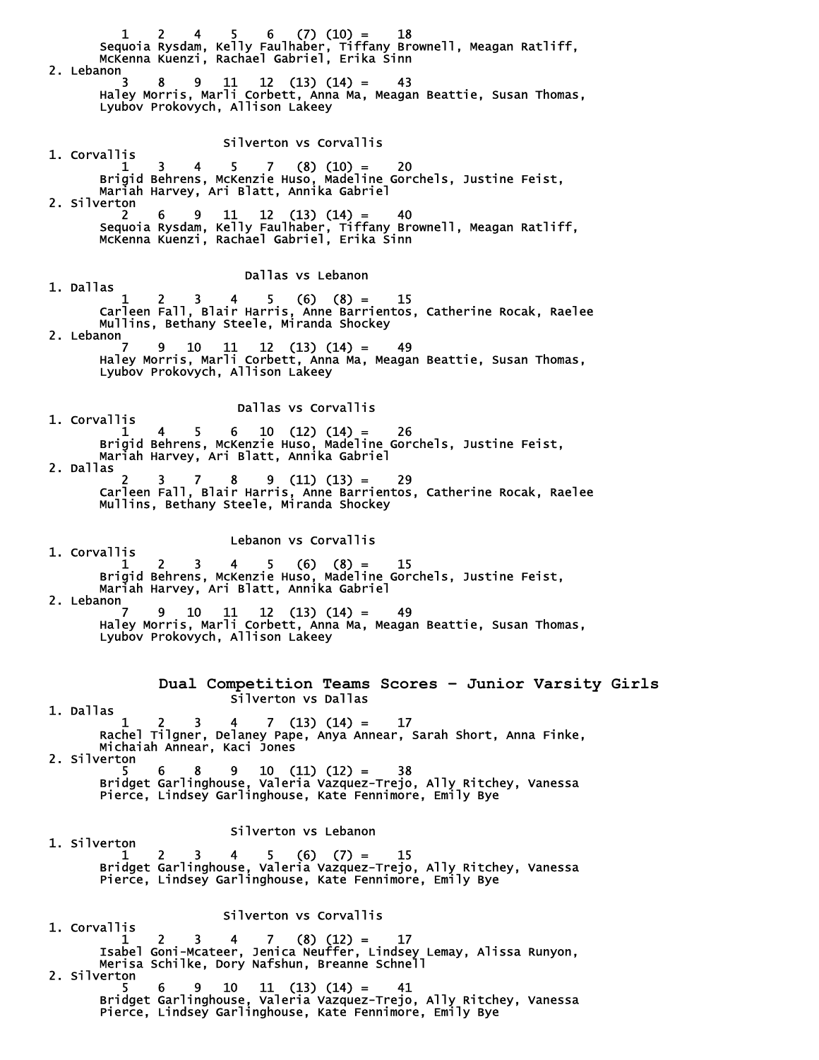```
        1    2    4    5    6   (7) (10) =    18
     Sequoia Rysdam, Kelly Faulhaber, Tiffany Brownell, Meagan Ratliff,
     McKenna Kuenzi, Rachael Gabriel, Erika Sinn
2. Lebanon
        3    8    9   11   12  (13) (14) =    43
     Haley Morris, Marli Corbett, Anna Ma, Meagan Beattie, Susan Thomas,
     Lyubov Prokovych, Allison Lakeey
```

### Silverton vs Corvallis

```
1. Corvallis
        1    3    4    5    7   (8) (10) =    20
     Brigid Behrens, McKenzie Huso, Madeline Gorchels, Justine Feist,
     Mariah Harvey, Ari Blatt, Annika Gabriel
2. Silverton
        2    6    9   11   12  (13) (14) =    40
     Sequoia Rysdam, Kelly Faulhaber, Tiffany Brownell, Meagan Ratliff,
     McKenna Kuenzi, Rachael Gabriel, Erika Sinn
```

### Dallas vs Lebanon

```
1. Dallas
        1    2    3    4    5   (6)  (8) =    15
     Carleen Fall, Blair Harris, Anne Barrientos, Catherine Rocak, Raelee
     Mullins, Bethany Steele, Miranda Shockey
2. Lebanon
        7    9   10   11   12  (13) (14) =    49
     Haley Morris, Marli Corbett, Anna Ma, Meagan Beattie, Susan Thomas,
     Lyubov Prokovych, Allison Lakeey
```

### Dallas vs Corvallis

```
1. Corvallis
        1    4    5    6   10  (12) (14) =    26
     Brigid Behrens, McKenzie Huso, Madeline Gorchels, Justine Feist,
     Mariah Harvey, Ari Blatt, Annika Gabriel
2. Dallas
        2    3    7    8    9  (11) (13) =    29
     Carleen Fall, Blair Harris, Anne Barrientos, Catherine Rocak, Raelee
     Mullins, Bethany Steele, Miranda Shockey
```

### Lebanon vs Corvallis

```
1. Corvallis
        1    2    3    4    5   (6)  (8) =    15
     Brigid Behrens, McKenzie Huso, Madeline Gorchels, Justine Feist,
     Mariah Harvey, Ari Blatt, Annika Gabriel
2. Lebanon
        7    9   10   11   12  (13) (14) =    49
     Haley Morris, Marli Corbett, Anna Ma, Meagan Beattie, Susan Thomas,
     Lyubov Prokovych, Allison Lakeey
```

## Dual Competition Teams Scores - Junior Varsity Girls

### Silverton vs Dallas

```
1. Dallas
        1    2    3    4    7  (13) (14) =    17
     Rachel Tilgner, Delaney Pape, Anya Annear, Sarah Short, Anna Finke,
     Michaiah Annear, Kaci Jones
2. Silverton
        5    6    8    9   10  (11) (12) =    38
     Bridget Garlinghouse, Valeria Vazquez-Trejo, Ally Ritchey, Vanessa
     Pierce, Lindsey Garlinghouse, Kate Fennimore, Emily Bye
```

### Silverton vs Lebanon

```
1. Silverton
        1    2    3    4    5   (6)  (7) =    15
     Bridget Garlinghouse, Valeria Vazquez-Trejo, Ally Ritchey, Vanessa
     Pierce, Lindsey Garlinghouse, Kate Fennimore, Emily Bye
```

### Silverton vs Corvallis

```
1. Corvallis
        1    2    3    4    7   (8) (12) =    17
     Isabel Goni-Mcateer, Jenica Neuffer, Lindsey Lemay, Alissa Runyon,
     Merisa Schilke, Dory Nafshun, Breanne Schnell
2. Silverton
        5    6    9   10   11  (13) (14) =    41
     Bridget Garlinghouse, Valeria Vazquez-Trejo, Ally Ritchey, Vanessa
     Pierce, Lindsey Garlinghouse, Kate Fennimore, Emily Bye
```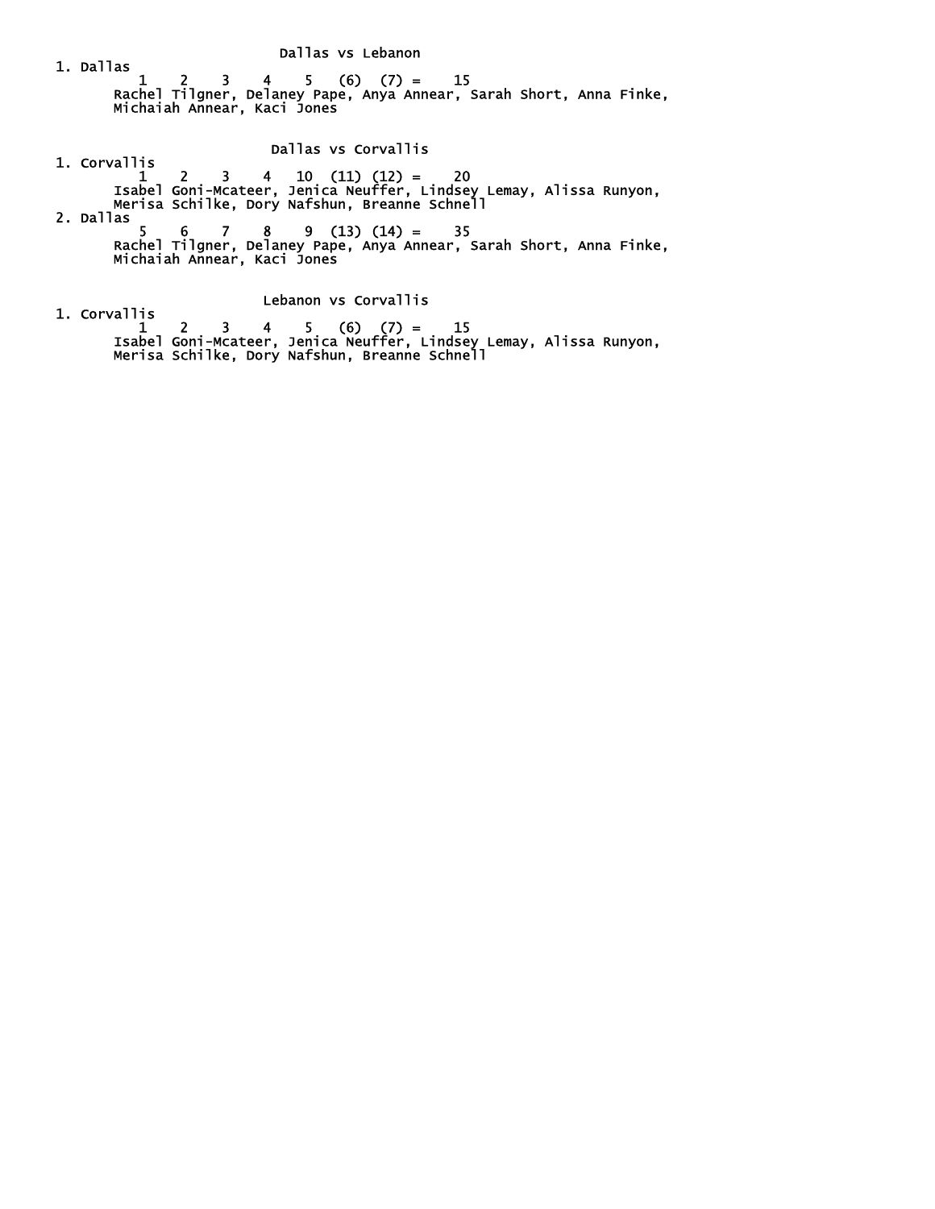### Dallas vs Lebanon

1. Dallas
   1 2 3 4 5 (6) (7) = 15
   Rachel Tilgner, Delaney Pape, Anya Annear, Sarah Short, Anna Finke, Michaiah Annear, Kaci Jones

### Dallas vs Corvallis

1. Corvallis
   1 2 3 4 10 (11) (12) = 20
   Isabel Goni-Mcateer, Jenica Neuffer, Lindsey Lemay, Alissa Runyon, Merisa Schilke, Dory Nafshun, Breanne Schnell
2. Dallas
   5 6 7 8 9 (13) (14) = 35
   Rachel Tilgner, Delaney Pape, Anya Annear, Sarah Short, Anna Finke, Michaiah Annear, Kaci Jones

### Lebanon vs Corvallis

1. Corvallis
   1 2 3 4 5 (6) (7) = 15
   Isabel Goni-Mcateer, Jenica Neuffer, Lindsey Lemay, Alissa Runyon, Merisa Schilke, Dory Nafshun, Breanne Schnell